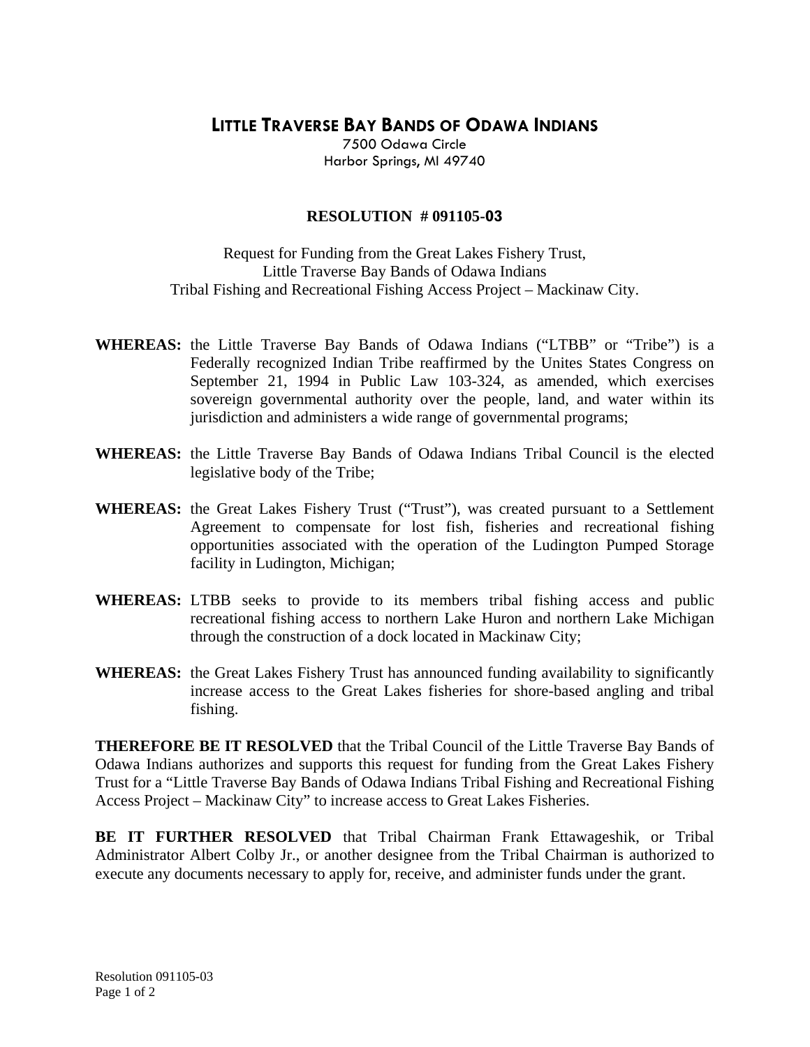# LITTLE TRAVERSE BAY BANDS OF ODAWA INDIANS

7500 Odawa Circle
Harbor Springs, MI 49740

## RESOLUTION # 091105-03

Request for Funding from the Great Lakes Fishery Trust,
Little Traverse Bay Bands of Odawa Indians
Tribal Fishing and Recreational Fishing Access Project – Mackinaw City.

**WHEREAS:** the Little Traverse Bay Bands of Odawa Indians ("LTBB" or "Tribe") is a Federally recognized Indian Tribe reaffirmed by the Unites States Congress on September 21, 1994 in Public Law 103-324, as amended, which exercises sovereign governmental authority over the people, land, and water within its jurisdiction and administers a wide range of governmental programs;

**WHEREAS:** the Little Traverse Bay Bands of Odawa Indians Tribal Council is the elected legislative body of the Tribe;

**WHEREAS:** the Great Lakes Fishery Trust ("Trust"), was created pursuant to a Settlement Agreement to compensate for lost fish, fisheries and recreational fishing opportunities associated with the operation of the Ludington Pumped Storage facility in Ludington, Michigan;

**WHEREAS:** LTBB seeks to provide to its members tribal fishing access and public recreational fishing access to northern Lake Huron and northern Lake Michigan through the construction of a dock located in Mackinaw City;

**WHEREAS:** the Great Lakes Fishery Trust has announced funding availability to significantly increase access to the Great Lakes fisheries for shore-based angling and tribal fishing.

**THEREFORE BE IT RESOLVED** that the Tribal Council of the Little Traverse Bay Bands of Odawa Indians authorizes and supports this request for funding from the Great Lakes Fishery Trust for a "Little Traverse Bay Bands of Odawa Indians Tribal Fishing and Recreational Fishing Access Project – Mackinaw City" to increase access to Great Lakes Fisheries.

**BE IT FURTHER RESOLVED** that Tribal Chairman Frank Ettawageshik, or Tribal Administrator Albert Colby Jr., or another designee from the Tribal Chairman is authorized to execute any documents necessary to apply for, receive, and administer funds under the grant.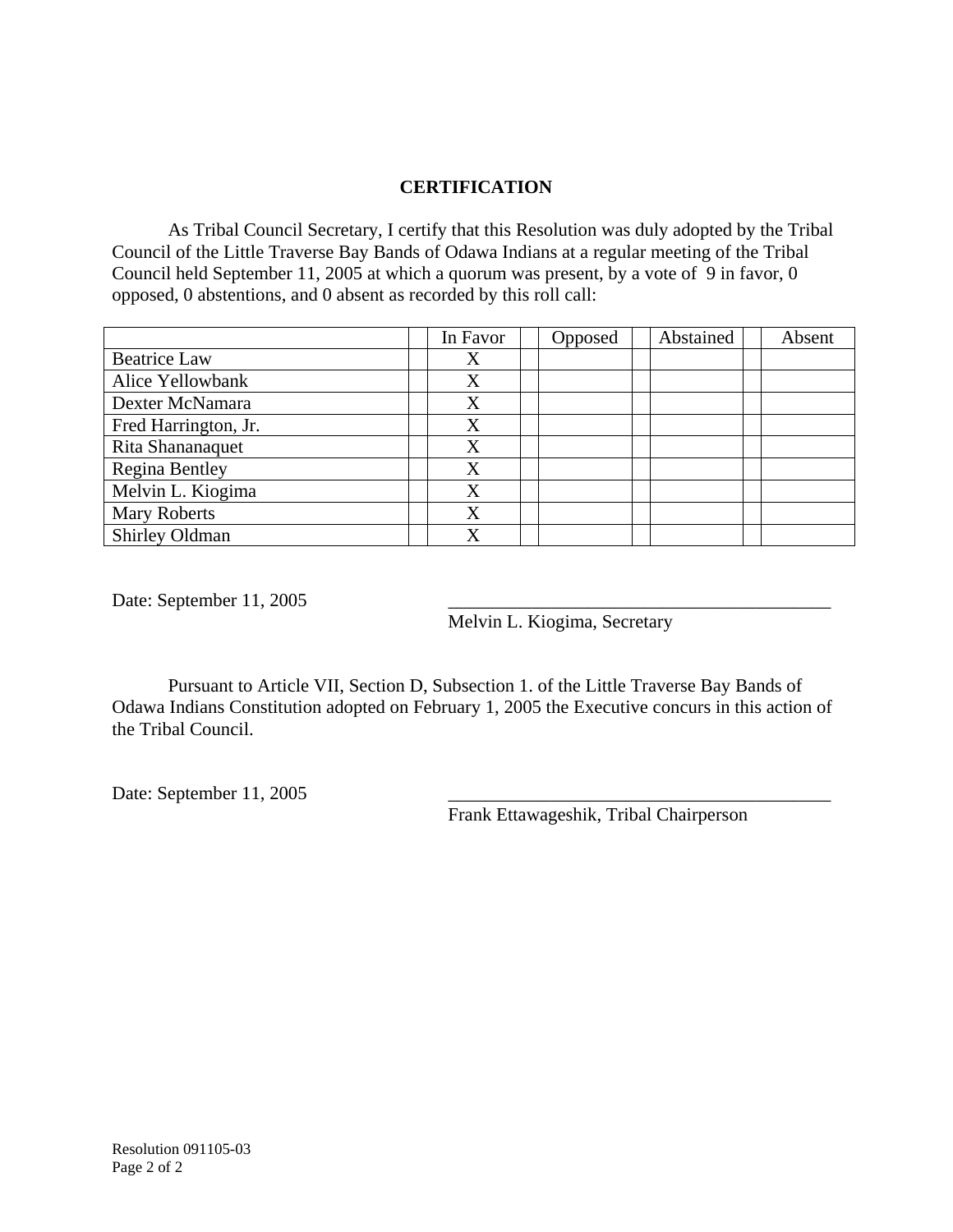## CERTIFICATION

As Tribal Council Secretary, I certify that this Resolution was duly adopted by the Tribal Council of the Little Traverse Bay Bands of Odawa Indians at a regular meeting of the Tribal Council held September 11, 2005 at which a quorum was present, by a vote of 9 in favor, 0 opposed, 0 abstentions, and 0 absent as recorded by this roll call:

| | In Favor | Opposed | Abstained | Absent |
|---|---|---|---|---|
| Beatrice Law | X | | | |
| Alice Yellowbank | X | | | |
| Dexter McNamara | X | | | |
| Fred Harrington, Jr. | X | | | |
| Rita Shananaquet | X | | | |
| Regina Bentley | X | | | |
| Melvin L. Kiogima | X | | | |
| Mary Roberts | X | | | |
| Shirley Oldman | X | | | |

Date: September 11, 2005

\_\_\_\_\_\_\_\_\_\_\_\_\_\_\_\_\_\_\_\_\_\_\_\_\_\_\_\_\_\_\_\_\_\_\_\_\_\_\_\_\_\_
Melvin L. Kiogima, Secretary

Pursuant to Article VII, Section D, Subsection 1. of the Little Traverse Bay Bands of Odawa Indians Constitution adopted on February 1, 2005 the Executive concurs in this action of the Tribal Council.

Date: September 11, 2005

\_\_\_\_\_\_\_\_\_\_\_\_\_\_\_\_\_\_\_\_\_\_\_\_\_\_\_\_\_\_\_\_\_\_\_\_\_\_\_\_\_\_
Frank Ettawageshik, Tribal Chairperson

Resolution 091105-03